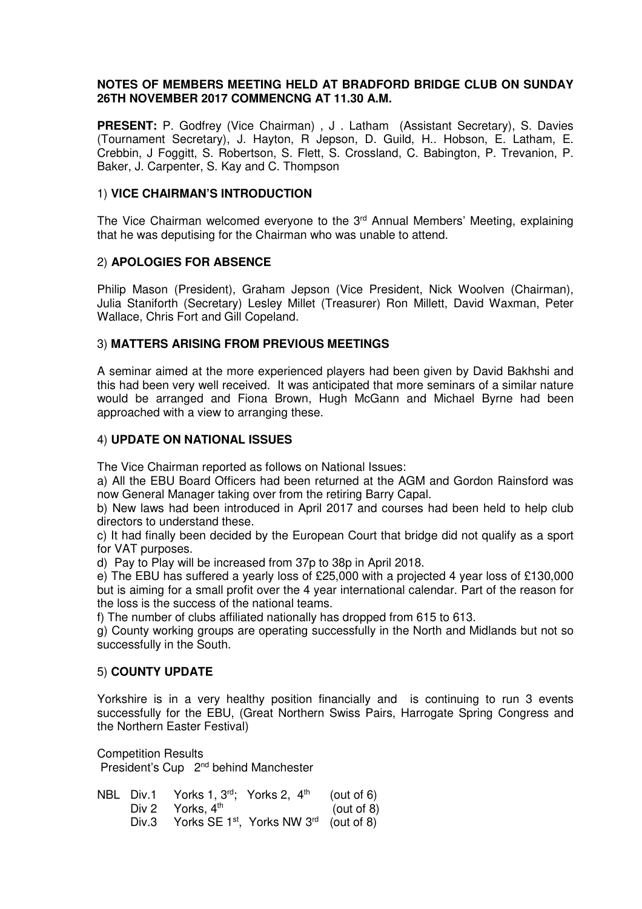**NOTES OF MEMBERS MEETING HELD AT BRADFORD BRIDGE CLUB ON SUNDAY 26TH NOVEMBER 2017 COMMENCNG AT 11.30 A.M.**

**PRESENT:** P. Godfrey (Vice Chairman) , J . Latham (Assistant Secretary), S. Davies (Tournament Secretary), J. Hayton, R Jepson, D. Guild, H.. Hobson, E. Latham, E. Crebbin, J Foggitt, S. Robertson, S. Flett, S. Crossland, C. Babington, P. Trevanion, P. Baker, J. Carpenter, S. Kay and C. Thompson

## 1) VICE CHAIRMAN'S INTRODUCTION

The Vice Chairman welcomed everyone to the 3rd Annual Members' Meeting, explaining that he was deputising for the Chairman who was unable to attend.

## 2) APOLOGIES FOR ABSENCE

Philip Mason (President), Graham Jepson (Vice President, Nick Woolven (Chairman), Julia Staniforth (Secretary) Lesley Millet (Treasurer) Ron Millett, David Waxman, Peter Wallace, Chris Fort and Gill Copeland.

## 3) MATTERS ARISING FROM PREVIOUS MEETINGS

A seminar aimed at the more experienced players had been given by David Bakhshi and this had been very well received. It was anticipated that more seminars of a similar nature would be arranged and Fiona Brown, Hugh McGann and Michael Byrne had been approached with a view to arranging these.

## 4) UPDATE ON NATIONAL ISSUES

The Vice Chairman reported as follows on National Issues:

a) All the EBU Board Officers had been returned at the AGM and Gordon Rainsford was now General Manager taking over from the retiring Barry Capal.

b) New laws had been introduced in April 2017 and courses had been held to help club directors to understand these.

c) It had finally been decided by the European Court that bridge did not qualify as a sport for VAT purposes.

d) Pay to Play will be increased from 37p to 38p in April 2018.

e) The EBU has suffered a yearly loss of £25,000 with a projected 4 year loss of £130,000 but is aiming for a small profit over the 4 year international calendar. Part of the reason for the loss is the success of the national teams.

f) The number of clubs affiliated nationally has dropped from 615 to 613.

g) County working groups are operating successfully in the North and Midlands but not so successfully in the South.

## 5) COUNTY UPDATE

Yorkshire is in a very healthy position financially and is continuing to run 3 events successfully for the EBU, (Great Northern Swiss Pairs, Harrogate Spring Congress and the Northern Easter Festival)

Competition Results

President's Cup 2nd behind Manchester

| | | | |
|---|---|---|---|
| NBL | Div.1 | Yorks 1, 3rd; Yorks 2, 4th | (out of 6) |
| | Div 2 | Yorks, 4th | (out of 8) |
| | Div.3 | Yorks SE 1st, Yorks NW 3rd | (out of 8) |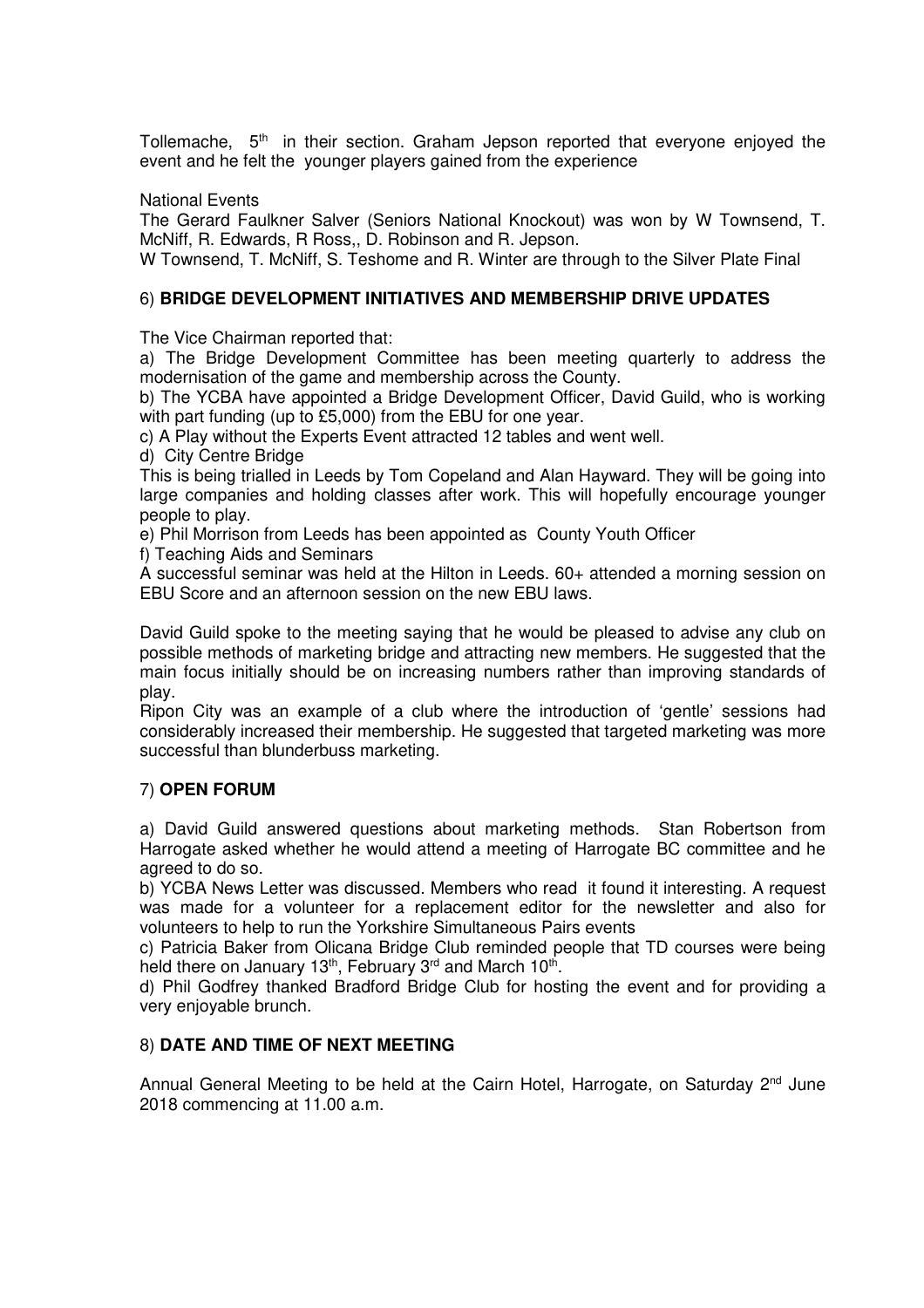Tollemache, 5th in their section. Graham Jepson reported that everyone enjoyed the event and he felt the younger players gained from the experience

National Events

The Gerard Faulkner Salver (Seniors National Knockout) was won by W Townsend, T. McNiff, R. Edwards, R Ross,, D. Robinson and R. Jepson.

W Townsend, T. McNiff, S. Teshome and R. Winter are through to the Silver Plate Final

### 6) BRIDGE DEVELOPMENT INITIATIVES AND MEMBERSHIP DRIVE UPDATES

The Vice Chairman reported that:

a) The Bridge Development Committee has been meeting quarterly to address the modernisation of the game and membership across the County.

b) The YCBA have appointed a Bridge Development Officer, David Guild, who is working with part funding (up to £5,000) from the EBU for one year.

c) A Play without the Experts Event attracted 12 tables and went well.

d) City Centre Bridge

This is being trialled in Leeds by Tom Copeland and Alan Hayward. They will be going into large companies and holding classes after work. This will hopefully encourage younger people to play.

e) Phil Morrison from Leeds has been appointed as County Youth Officer

f) Teaching Aids and Seminars

A successful seminar was held at the Hilton in Leeds. 60+ attended a morning session on EBU Score and an afternoon session on the new EBU laws.

David Guild spoke to the meeting saying that he would be pleased to advise any club on possible methods of marketing bridge and attracting new members. He suggested that the main focus initially should be on increasing numbers rather than improving standards of play.

Ripon City was an example of a club where the introduction of 'gentle' sessions had considerably increased their membership. He suggested that targeted marketing was more successful than blunderbuss marketing.

### 7) OPEN FORUM

a) David Guild answered questions about marketing methods. Stan Robertson from Harrogate asked whether he would attend a meeting of Harrogate BC committee and he agreed to do so.

b) YCBA News Letter was discussed. Members who read it found it interesting. A request was made for a volunteer for a replacement editor for the newsletter and also for volunteers to help to run the Yorkshire Simultaneous Pairs events

c) Patricia Baker from Olicana Bridge Club reminded people that TD courses were being held there on January 13th, February 3rd and March 10th.

d) Phil Godfrey thanked Bradford Bridge Club for hosting the event and for providing a very enjoyable brunch.

### 8) DATE AND TIME OF NEXT MEETING

Annual General Meeting to be held at the Cairn Hotel, Harrogate, on Saturday 2nd June 2018 commencing at 11.00 a.m.